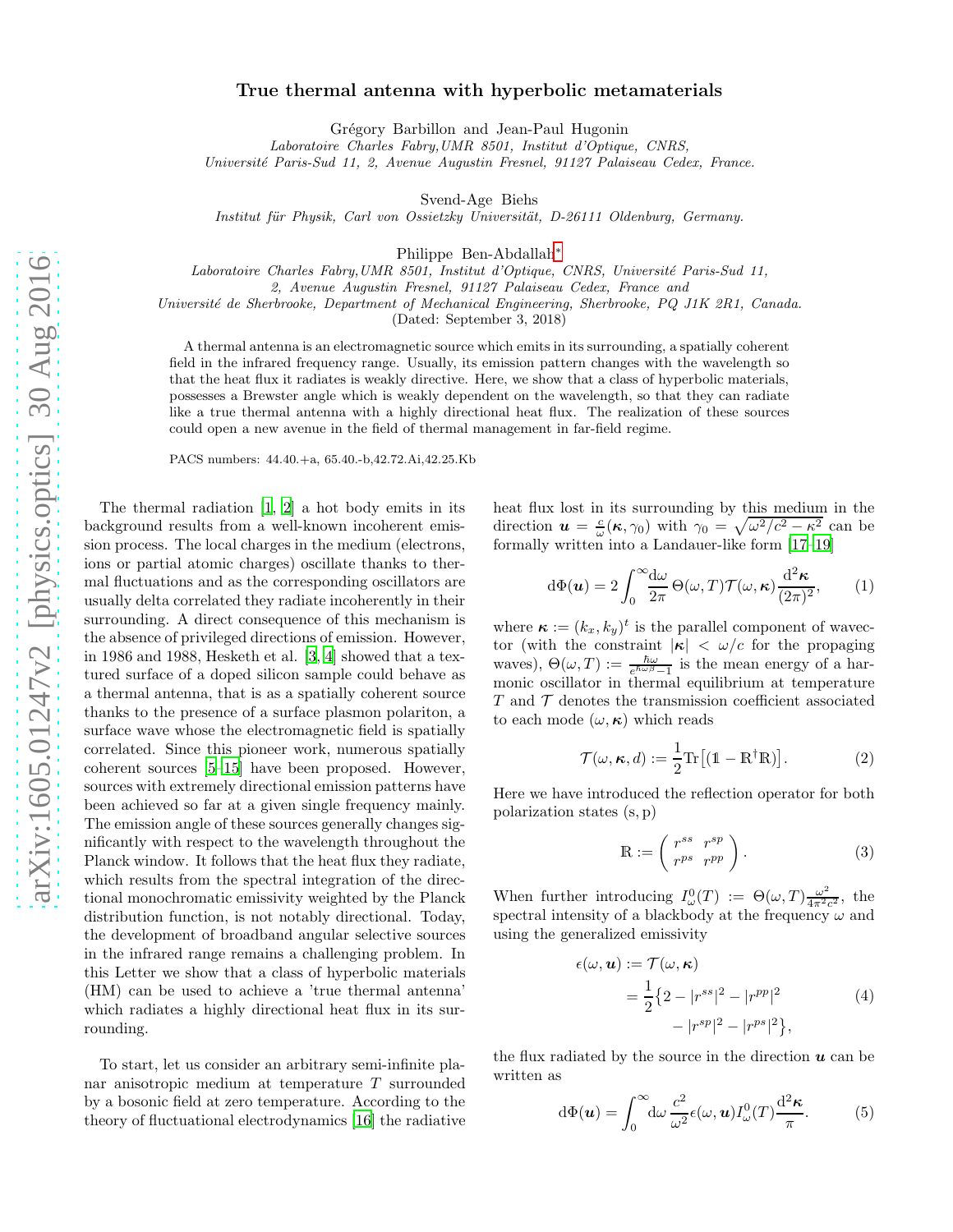# True thermal antenna with hyperbolic metamaterials

Grégory Barbillon and Jean-Paul Hugonin

*Laboratoire Charles Fabry,UMR 8501, Institut d'Optique, CNRS, Université Paris-Sud 11, 2, Avenue Augustin Fresnel, 91127 Palaiseau Cedex, France.*

Svend-Age Biehs

*Institut für Physik, Carl von Ossietzky Universität, D-26111 Oldenburg, Germany.*

Philippe Ben-Abdallah*

*Laboratoire Charles Fabry,UMR 8501, Institut d'Optique, CNRS, Université Paris-Sud 11, 2, Avenue Augustin Fresnel, 91127 Palaiseau Cedex, France and Université de Sherbrooke, Department of Mechanical Engineering, Sherbrooke, PQ J1K 2R1, Canada.*

(Dated: September 3, 2018)

A thermal antenna is an electromagnetic source which emits in its surrounding, a spatially coherent field in the infrared frequency range. Usually, its emission pattern changes with the wavelength so that the heat flux it radiates is weakly directive. Here, we show that a class of hyperbolic materials, possesses a Brewster angle which is weakly dependent on the wavelength, so that they can radiate like a true thermal antenna with a highly directional heat flux. The realization of these sources could open a new avenue in the field of thermal management in far-field regime.

PACS numbers: 44.40.+a, 65.40.-b,42.72.Ai,42.25.Kb

The thermal radiation [1, 2] a hot body emits in its background results from a well-known incoherent emission process. The local charges in the medium (electrons, ions or partial atomic charges) oscillate thanks to thermal fluctuations and as the corresponding oscillators are usually delta correlated they radiate incoherently in their surrounding. A direct consequence of this mechanism is the absence of privileged directions of emission. However, in 1986 and 1988, Hesketh et al. [3, 4] showed that a textured surface of a doped silicon sample could behave as a thermal antenna, that is as a spatially coherent source thanks to the presence of a surface plasmon polariton, a surface wave whose the electromagnetic field is spatially correlated. Since this pioneer work, numerous spatially coherent sources [5–15] have been proposed. However, sources with extremely directional emission patterns have been achieved so far at a given single frequency mainly. The emission angle of these sources generally changes significantly with respect to the wavelength throughout the Planck window. It follows that the heat flux they radiate, which results from the spectral integration of the directional monochromatic emissivity weighted by the Planck distribution function, is not notably directional. Today, the development of broadband angular selective sources in the infrared range remains a challenging problem. In this Letter we show that a class of hyperbolic materials (HM) can be used to achieve a 'true thermal antenna' which radiates a highly directional heat flux in its surrounding.

To start, let us consider an arbitrary semi-infinite planar anisotropic medium at temperature $T$ surrounded by a bosonic field at zero temperature. According to the theory of fluctuational electrodynamics [16] the radiative heat flux lost in its surrounding by this medium in the direction $\boldsymbol{u} = \frac{c}{\omega}(\boldsymbol{\kappa}, \gamma_0)$ with $\gamma_0 = \sqrt{\omega^2/c^2 - \kappa^2}$ can be formally written into a Landauer-like form [17–19]

$$\mathrm{d}\Phi(\boldsymbol{u}) = 2\int_0^{\infty}\frac{\mathrm{d}\omega}{2\pi}\,\Theta(\omega,T)\mathcal{T}(\omega,\boldsymbol{\kappa})\frac{\mathrm{d}^2\boldsymbol{\kappa}}{(2\pi)^2}, \tag{1}$$

where $\boldsymbol{\kappa} := (k_x, k_y)^t$ is the parallel component of wavector (with the constraint $|\boldsymbol{\kappa}| < \omega/c$ for the propaging waves), $\Theta(\omega, T) := \frac{\hbar\omega}{e^{\hbar\omega\beta}-1}$ is the mean energy of a harmonic oscillator in thermal equilibrium at temperature $T$ and $\mathcal{T}$ denotes the transmission coefficient associated to each mode $(\omega, \boldsymbol{\kappa})$ which reads

$$\mathcal{T}(\omega, \boldsymbol{\kappa}, d) := \frac{1}{2}\mathrm{Tr}\big[(\mathbb{1} - \mathbb{R}^{\dagger}\mathbb{R})\big]. \tag{2}$$

Here we have introduced the reflection operator for both polarization states (s, p)

$$\mathbb{R} := \begin{pmatrix} r^{ss} & r^{sp} \\ r^{ps} & r^{pp} \end{pmatrix}. \tag{3}$$

When further introducing $I^0_{\omega}(T) := \Theta(\omega, T)\frac{\omega^2}{4\pi^2c^2}$, the spectral intensity of a blackbody at the frequency $\omega$ and using the generalized emissivity

$$\begin{aligned}\epsilon(\omega, \boldsymbol{u}) &:= \mathcal{T}(\omega, \boldsymbol{\kappa}) \\ &= \frac{1}{2}\big\{2 - |r^{ss}|^2 - |r^{pp}|^2 \\ &\quad - |r^{sp}|^2 - |r^{ps}|^2\big\},\end{aligned} \tag{4}$$

the flux radiated by the source in the direction $\boldsymbol{u}$ can be written as

$$\mathrm{d}\Phi(\boldsymbol{u}) = \int_0^{\infty}\mathrm{d}\omega\,\frac{c^2}{\omega^2}\epsilon(\omega, \boldsymbol{u})I^0_{\omega}(T)\frac{\mathrm{d}^2\boldsymbol{\kappa}}{\pi}. \tag{5}$$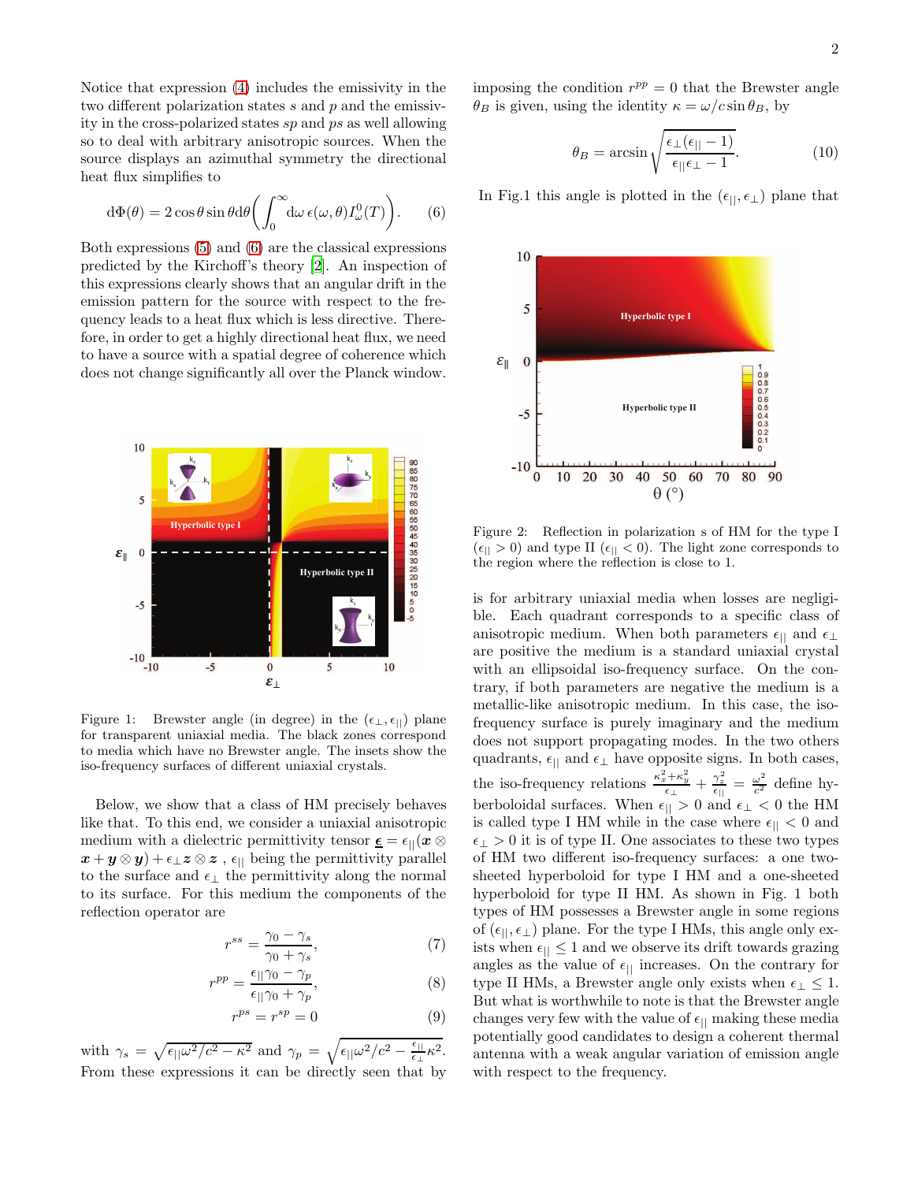Notice that expression (4) includes the emissivity in the two different polarization states $s$ and $p$ and the emissivity in the cross-polarized states $sp$ and $ps$ as well allowing so to deal with arbitrary anisotropic sources. When the source displays an azimuthal symmetry the directional heat flux simplifies to

$$\mathrm{d}\Phi(\theta) = 2\cos\theta\sin\theta\mathrm{d}\theta\Big(\int_0^\infty \mathrm{d}\omega\, \epsilon(\omega,\theta) I_\omega^0(T)\Big). \tag{6}$$

Both expressions (5) and (6) are the classical expressions predicted by the Kirchoff's theory [2]. An inspection of this expressions clearly shows that an angular drift in the emission pattern for the source with respect to the frequency leads to a heat flux which is less directive. Therefore, in order to get a highly directional heat flux, we need to have a source with a spatial degree of coherence which does not change significantly all over the Planck window.

Figure 1: Brewster angle (in degree) in the $(\epsilon_\perp, \epsilon_{||})$ plane for transparent uniaxial media. The black zones correspond to media which have no Brewster angle. The insets show the iso-frequency surfaces of different uniaxial crystals.

Below, we show that a class of HM precisely behaves like that. To this end, we consider a uniaxial anisotropic medium with a dielectric permittivity tensor $\underline{\boldsymbol{\epsilon}} = \epsilon_{||}(\boldsymbol{x}\otimes\boldsymbol{x} + \boldsymbol{y}\otimes\boldsymbol{y}) + \epsilon_\perp \boldsymbol{z}\otimes\boldsymbol{z}$ , $\epsilon_{||}$ being the permittivity parallel to the surface and $\epsilon_\perp$ the permittivity along the normal to its surface. For this medium the components of the reflection operator are

$$r^{ss} = \frac{\gamma_0 - \gamma_s}{\gamma_0 + \gamma_s}, \tag{7}$$

$$r^{pp} = \frac{\epsilon_{||}\gamma_0 - \gamma_p}{\epsilon_{||}\gamma_0 + \gamma_p}, \tag{8}$$

$$r^{ps} = r^{sp} = 0 \tag{9}$$

with $\gamma_s = \sqrt{\epsilon_{||}\omega^2/c^2 - \kappa^2}$ and $\gamma_p = \sqrt{\epsilon_{||}\omega^2/c^2 - \frac{\epsilon_{||}}{\epsilon_\perp}\kappa^2}$. From these expressions it can be directly seen that by imposing the condition $r^{pp} = 0$ that the Brewster angle $\theta_B$ is given, using the identity $\kappa = \omega/c\sin\theta_B$, by

$$\theta_B = \arcsin\sqrt{\frac{\epsilon_\perp(\epsilon_{||}-1)}{\epsilon_{||}\epsilon_\perp - 1}}. \tag{10}$$

In Fig.1 this angle is plotted in the $(\epsilon_{||}, \epsilon_\perp)$ plane that is for arbitrary uniaxial media when losses are negligible. Each quadrant corresponds to a specific class of anisotropic medium. When both parameters $\epsilon_{||}$ and $\epsilon_\perp$ are positive the medium is a standard uniaxial crystal with an ellipsoidal iso-frequency surface. On the contrary, if both parameters are negative the medium is a metallic-like anisotropic medium. In this case, the iso-frequency surface is purely imaginary and the medium does not support propagating modes. In the two others quadrants, $\epsilon_{||}$ and $\epsilon_\perp$ have opposite signs. In both cases, the iso-frequency relations $\frac{\kappa_x^2+\kappa_y^2}{\epsilon_\perp} + \frac{\gamma_z^2}{\epsilon_{||}} = \frac{\omega^2}{c^2}$ define hyberboloidal surfaces. When $\epsilon_{||} > 0$ and $\epsilon_\perp < 0$ the HM is called type I HM while in the case where $\epsilon_{||} < 0$ and $\epsilon_\perp > 0$ it is of type II. One associates to these two types of HM two different iso-frequency surfaces: a one two-sheeted hyperboloid for type I HM and a one-sheeted hyperboloid for type II HM. As shown in Fig. 1 both types of HM possesses a Brewster angle in some regions of $(\epsilon_{||}, \epsilon_\perp)$ plane. For the type I HMs, this angle only exists when $\epsilon_{||} \leq 1$ and we observe its drift towards grazing angles as the value of $\epsilon_{||}$ increases. On the contrary for type II HMs, a Brewster angle only exists when $\epsilon_\perp \leq 1$. But what is worthwhile to note is that the Brewster angle changes very few with the value of $\epsilon_{||}$ making these media potentially good candidates to design a coherent thermal antenna with a weak angular variation of emission angle with respect to the frequency.

Figure 2: Reflection in polarization s of HM for the type I $(\epsilon_{||} > 0)$ and type II $(\epsilon_{||} < 0)$. The light zone corresponds to the region where the reflection is close to 1.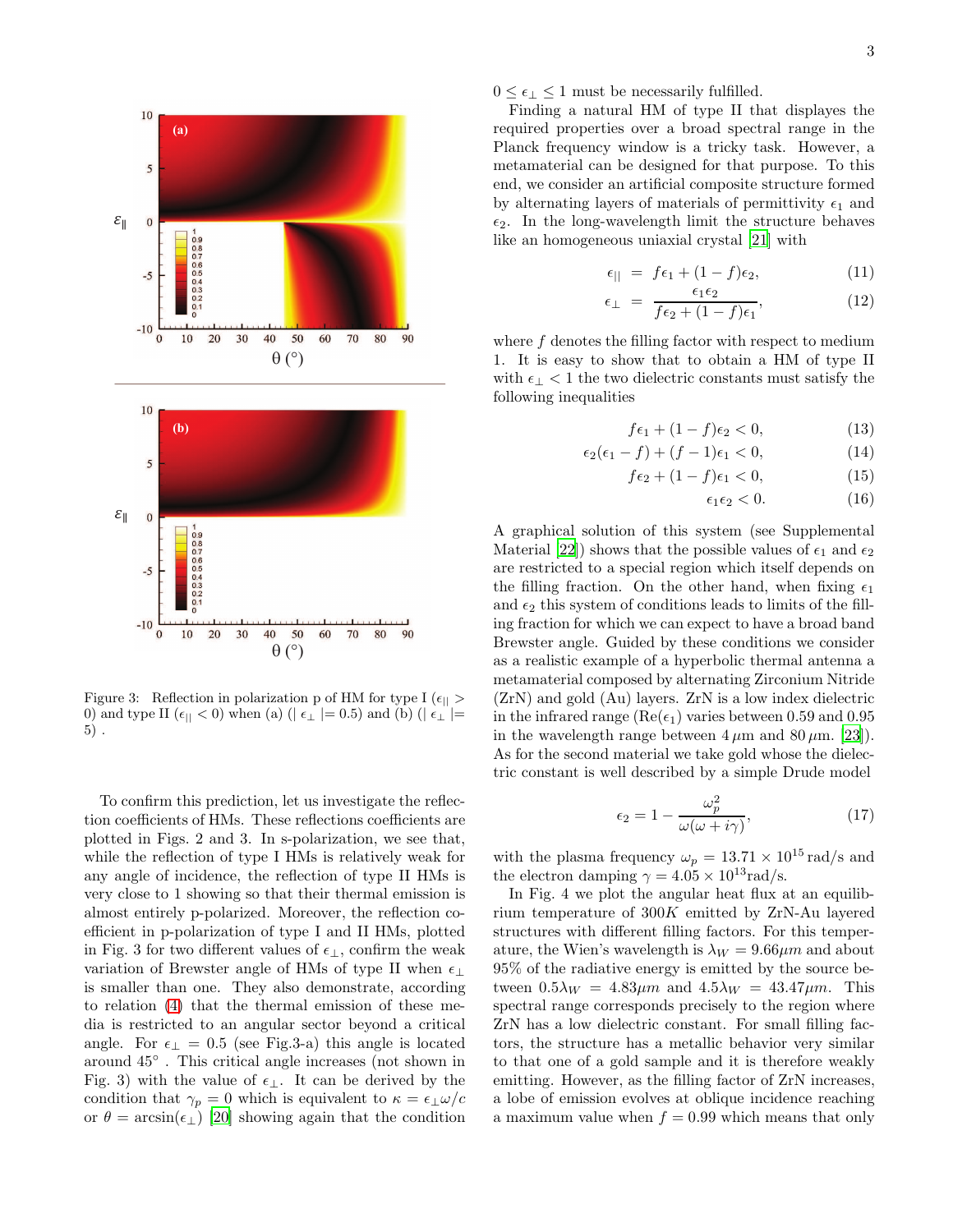Figure 3: Reflection in polarization p of HM for type I ($\epsilon_{||} > 0$) and type II ($\epsilon_{||} < 0$) when (a) ($|\epsilon_\perp| = 0.5$) and (b) ($|\epsilon_\perp| = 5$) .

To confirm this prediction, let us investigate the reflection coefficients of HMs. These reflections coefficients are plotted in Figs. 2 and 3. In s-polarization, we see that, while the reflection of type I HMs is relatively weak for any angle of incidence, the reflection of type II HMs is very close to 1 showing so that their thermal emission is almost entirely p-polarized. Moreover, the reflection coefficient in p-polarization of type I and II HMs, plotted in Fig. 3 for two different values of $\epsilon_\perp$, confirm the weak variation of Brewster angle of HMs of type II when $\epsilon_\perp$ is smaller than one. They also demonstrate, according to relation (4) that the thermal emission of these media is restricted to an angular sector beyond a critical angle. For $\epsilon_\perp = 0.5$ (see Fig.3-a) this angle is located around 45° . This critical angle increases (not shown in Fig. 3) with the value of $\epsilon_\perp$. It can be derived by the condition that $\gamma_p = 0$ which is equivalent to $\kappa = \epsilon_\perp \omega / c$ or $\theta = \arcsin(\epsilon_\perp)$ [20] showing again that the condition $0 \leq \epsilon_\perp \leq 1$ must be necessarily fulfilled.

Finding a natural HM of type II that displays the required properties over a broad spectral range in the Planck frequency window is a tricky task. However, a metamaterial can be designed for that purpose. To this end, we consider an artificial composite structure formed by alternating layers of materials of permittivity $\epsilon_1$ and $\epsilon_2$. In the long-wavelength limit the structure behaves like an homogeneous uniaxial crystal [21] with

$$\epsilon_{||} = f\epsilon_1 + (1-f)\epsilon_2, \tag{11}$$

$$\epsilon_\perp = \frac{\epsilon_1 \epsilon_2}{f\epsilon_2 + (1-f)\epsilon_1}, \tag{12}$$

where $f$ denotes the filling factor with respect to medium 1. It is easy to show that to obtain a HM of type II with $\epsilon_\perp < 1$ the two dielectric constants must satisfy the following inequalities

$$f\epsilon_1 + (1-f)\epsilon_2 < 0, \tag{13}$$

$$\epsilon_2(\epsilon_1 - f) + (f-1)\epsilon_1 < 0, \tag{14}$$

$$f\epsilon_2 + (1-f)\epsilon_1 < 0, \tag{15}$$

$$\epsilon_1 \epsilon_2 < 0. \tag{16}$$

A graphical solution of this system (see Supplemental Material [22]) shows that the possible values of $\epsilon_1$ and $\epsilon_2$ are restricted to a special region which itself depends on the filling fraction. On the other hand, when fixing $\epsilon_1$ and $\epsilon_2$ this system of conditions leads to limits of the filling fraction for which we can expect to have a broad band Brewster angle. Guided by these conditions we consider as a realistic example of a hyperbolic thermal antenna a metamaterial composed by alternating Zirconium Nitride (ZrN) and gold (Au) layers. ZrN is a low index dielectric in the infrared range ($\mathrm{Re}(\epsilon_1)$) varies between 0.59 and 0.95 in the wavelength range between $4\,\mu$m and $80\,\mu$m. [23]). As for the second material we take gold whose the dielectric constant is well described by a simple Drude model

$$\epsilon_2 = 1 - \frac{\omega_p^2}{\omega(\omega + i\gamma)}, \tag{17}$$

with the plasma frequency $\omega_p = 13.71 \times 10^{15}$ rad/s and the electron damping $\gamma = 4.05 \times 10^{13}$rad/s.

In Fig. 4 we plot the angular heat flux at an equilibrium temperature of $300K$ emitted by ZrN-Au layered structures with different filling factors. For this temperature, the Wien's wavelength is $\lambda_W = 9.66\mu m$ and about 95% of the radiative energy is emitted by the source between $0.5\lambda_W = 4.83\mu m$ and $4.5\lambda_W = 43.47\mu m$. This spectral range corresponds precisely to the region where ZrN has a low dielectric constant. For small filling factors, the structure has a metallic behavior very similar to that one of a gold sample and it is therefore weakly emitting. However, as the filling factor of ZrN increases, a lobe of emission evolves at oblique incidence reaching a maximum value when $f = 0.99$ which means that only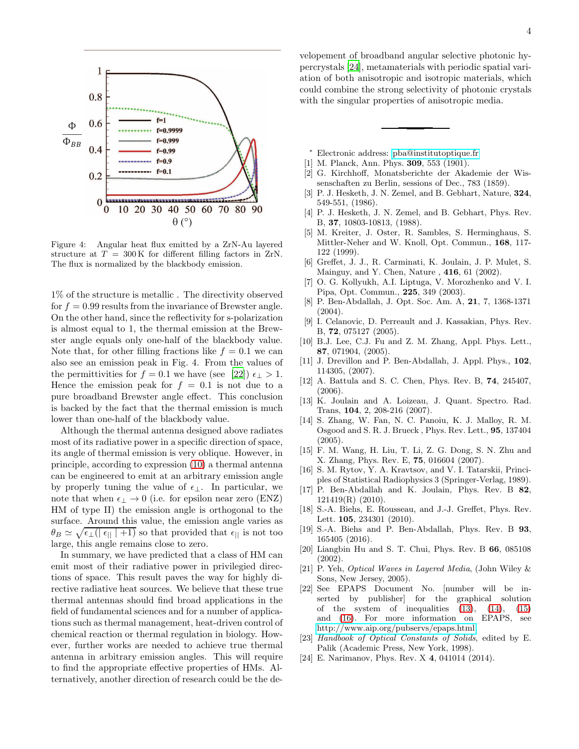1
0.8
0.6
0.4
0.2
0

$\frac{\Phi}{\Phi_{BB}}$

f=1
f=0.9999
f=0.999
f=0.99
f=0.9
f=0.1

0 10 20 30 40 50 60 70 80 90

θ (°)

Figure 4: Angular heat flux emitted by a ZrN-Au layered structure at $T = 300\,\mathrm{K}$ for different filling factors in ZrN. The flux is normalized by the blackbody emission.

1% of the structure is metallic . The directivity observed for $f = 0.99$ results from the invariance of Brewster angle. On the other hand, since the reflectivity for s-polarization is almost equal to 1, the thermal emission at the Brewster angle equals only one-half of the blackbody value. Note that, for other filling fractions like $f = 0.1$ we can also see an emission peak in Fig. 4. From the values of the permittivities for $f = 0.1$ we have (see [22]) $\epsilon_{\perp} > 1$. Hence the emission peak for $f = 0.1$ is not due to a pure broadband Brewster angle effect. This conclusion is backed by the fact that the thermal emission is much lower than one-half of the blackbody value.

Although the thermal antenna designed above radiates most of its radiative power in a specific direction of space, its angle of thermal emission is very oblique. However, in principle, according to expression (10) a thermal antenna can be engineered to emit at an arbitrary emission angle by properly tuning the value of $\epsilon_{\perp}$. In particular, we note that when $\epsilon_{\perp} \to 0$ (i.e. for epsilon near zero (ENZ) HM of type II) the emission angle is orthogonal to the surface. Around this value, the emission angle varies as $\theta_B \simeq \sqrt{\epsilon_{\perp}(\mid \epsilon_{||} \mid +1)}$ so that provided that $\epsilon_{||}$ is not too large, this angle remains close to zero.

In summary, we have predicted that a class of HM can emit most of their radiative power in privilegied directions of space. This result paves the way for highly directive radiative heat sources. We believe that these true thermal antennas should find broad applications in the field of fundamental sciences and for a number of applications such as thermal management, heat-driven control of chemical reaction or thermal regulation in biology. However, further works are needed to achieve true thermal antenna in arbitrary emission angles. This will require to find the appropriate effective properties of HMs. Alternatively, another direction of research could be the development of broadband angular selective photonic hypercrystals [24], metamaterials with periodic spatial variation of both anisotropic and isotropic materials, which could combine the strong selectivity of photonic crystals with the singular properties of anisotropic media.

---

* Electronic address: pba@institutoptique.fr

[1] M. Planck, Ann. Phys. **309**, 553 (1901).

[2] G. Kirchhoff, Monatsberichte der Akademie der Wissenschaften zu Berlin, sessions of Dec., 783 (1859).

[3] P. J. Hesketh, J. N. Zemel, and B. Gebhart, Nature, **324**, 549-551, (1986).

[4] P. J. Hesketh, J. N. Zemel, and B. Gebhart, Phys. Rev. B, **37**, 10803-10813, (1988).

[5] M. Kreiter, J. Oster, R. Sambles, S. Herminghaus, S. Mittler-Neher and W. Knoll, Opt. Commun., **168**, 117-122 (1999).

[6] Greffet, J. J., R. Carminati, K. Joulain, J. P. Mulet, S. Mainguy, and Y. Chen, Nature , **416**, 61 (2002).

[7] O. G. Kollyukh, A.I. Liptuga, V. Morozhenko and V. I. Pipa, Opt. Commun., **225**, 349 (2003).

[8] P. Ben-Abdallah, J. Opt. Soc. Am. A, **21**, 7, 1368-1371 (2004).

[9] I. Celanovic, D. Perreault and J. Kassakian, Phys. Rev. B, **72**, 075127 (2005).

[10] B.J. Lee, C.J. Fu and Z. M. Zhang, Appl. Phys. Lett., **87**, 071904, (2005).

[11] J. Drevillon and P. Ben-Abdallah, J. Appl. Phys., **102**, 114305, (2007).

[12] A. Battula and S. C. Chen, Phys. Rev. B, **74**, 245407, (2006).

[13] K. Joulain and A. Loizeau, J. Quant. Spectro. Rad. Trans, **104**, 2, 208-216 (2007).

[14] S. Zhang, W. Fan, N. C. Panoiu, K. J. Malloy, R. M. Osgood and S. R. J. Brueck , Phys. Rev. Lett., **95**, 137404 (2005).

[15] F. M. Wang, H. Liu, T. Li, Z. G. Dong, S. N. Zhu and X. Zhang, Phys. Rev. E, **75**, 016604 (2007).

[16] S. M. Rytov, Y. A. Kravtsov, and V. I. Tatarskii, Principles of Statistical Radiophysics 3 (Springer-Verlag, 1989).

[17] P. Ben-Abdallah and K. Joulain, Phys. Rev. B **82**, 121419(R) (2010).

[18] S.-A. Biehs, E. Rousseau, and J.-J. Greffet, Phys. Rev. Lett. **105**, 234301 (2010).

[19] S.-A. Biehs and P. Ben-Abdallah, Phys. Rev. B **93**, 165405 (2016).

[20] Liangbin Hu and S. T. Chui, Phys. Rev. B **66**, 085108 (2002).

[21] P. Yeh, *Optical Waves in Layered Media*, (John Wiley & Sons, New Jersey, 2005).

[22] See EPAPS Document No. [number will be inserted by publisher] for the graphical solution of the system of inequalities (13), (14), (15) and (16). For more information on EPAPS, see http://www.aip.org/pubservs/epaps.html

[23] *Handbook of Optical Constants of Solids*, edited by E. Palik (Academic Press, New York, 1998).

[24] E. Narimanov, Phys. Rev. X **4**, 041014 (2014).